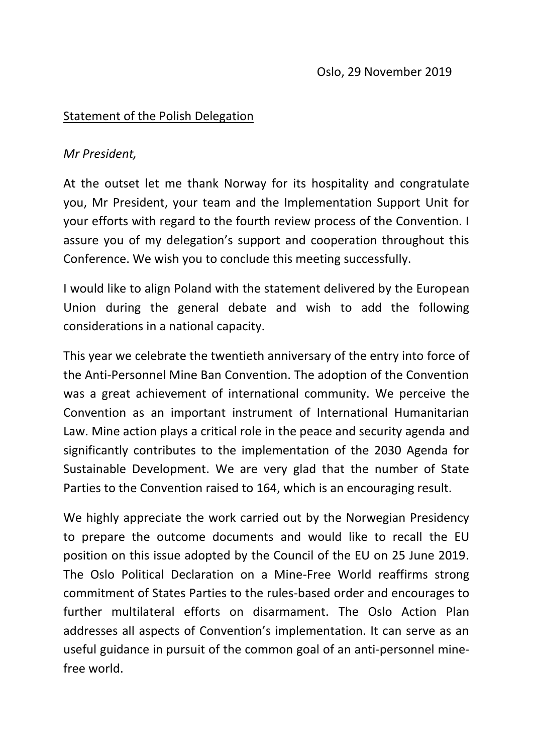Oslo, 29 November 2019

Statement of the Polish Delegation

*Mr President,*

At the outset let me thank Norway for its hospitality and congratulate you, Mr President, your team and the Implementation Support Unit for your efforts with regard to the fourth review process of the Convention. I assure you of my delegation's support and cooperation throughout this Conference. We wish you to conclude this meeting successfully.

I would like to align Poland with the statement delivered by the European Union during the general debate and wish to add the following considerations in a national capacity.

This year we celebrate the twentieth anniversary of the entry into force of the Anti-Personnel Mine Ban Convention. The adoption of the Convention was a great achievement of international community. We perceive the Convention as an important instrument of International Humanitarian Law. Mine action plays a critical role in the peace and security agenda and significantly contributes to the implementation of the 2030 Agenda for Sustainable Development. We are very glad that the number of State Parties to the Convention raised to 164, which is an encouraging result.

We highly appreciate the work carried out by the Norwegian Presidency to prepare the outcome documents and would like to recall the EU position on this issue adopted by the Council of the EU on 25 June 2019. The Oslo Political Declaration on a Mine-Free World reaffirms strong commitment of States Parties to the rules-based order and encourages to further multilateral efforts on disarmament. The Oslo Action Plan addresses all aspects of Convention's implementation. It can serve as an useful guidance in pursuit of the common goal of an anti-personnel mine-free world.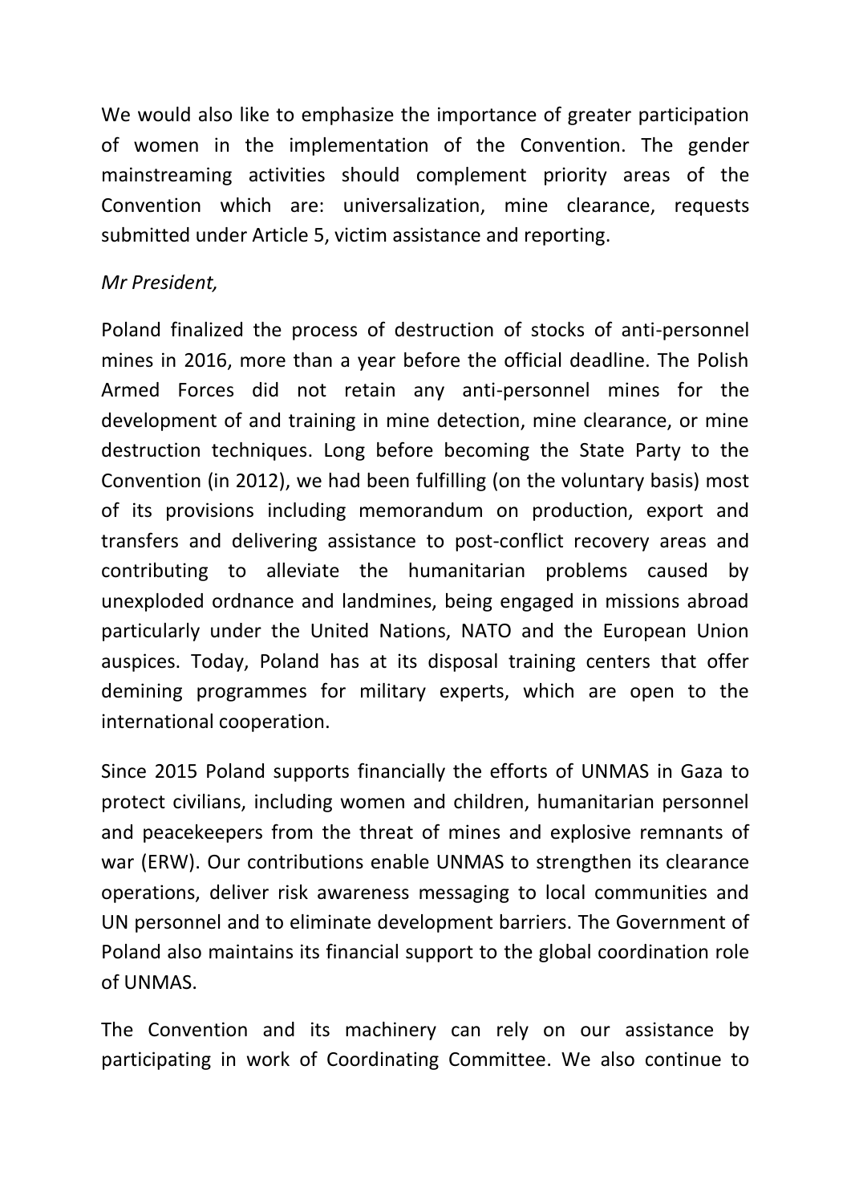We would also like to emphasize the importance of greater participation of women in the implementation of the Convention. The gender mainstreaming activities should complement priority areas of the Convention which are: universalization, mine clearance, requests submitted under Article 5, victim assistance and reporting.

*Mr President,*

Poland finalized the process of destruction of stocks of anti-personnel mines in 2016, more than a year before the official deadline. The Polish Armed Forces did not retain any anti-personnel mines for the development of and training in mine detection, mine clearance, or mine destruction techniques. Long before becoming the State Party to the Convention (in 2012), we had been fulfilling (on the voluntary basis) most of its provisions including memorandum on production, export and transfers and delivering assistance to post-conflict recovery areas and contributing to alleviate the humanitarian problems caused by unexploded ordnance and landmines, being engaged in missions abroad particularly under the United Nations, NATO and the European Union auspices. Today, Poland has at its disposal training centers that offer demining programmes for military experts, which are open to the international cooperation.

Since 2015 Poland supports financially the efforts of UNMAS in Gaza to protect civilians, including women and children, humanitarian personnel and peacekeepers from the threat of mines and explosive remnants of war (ERW). Our contributions enable UNMAS to strengthen its clearance operations, deliver risk awareness messaging to local communities and UN personnel and to eliminate development barriers. The Government of Poland also maintains its financial support to the global coordination role of UNMAS.

The Convention and its machinery can rely on our assistance by participating in work of Coordinating Committee. We also continue to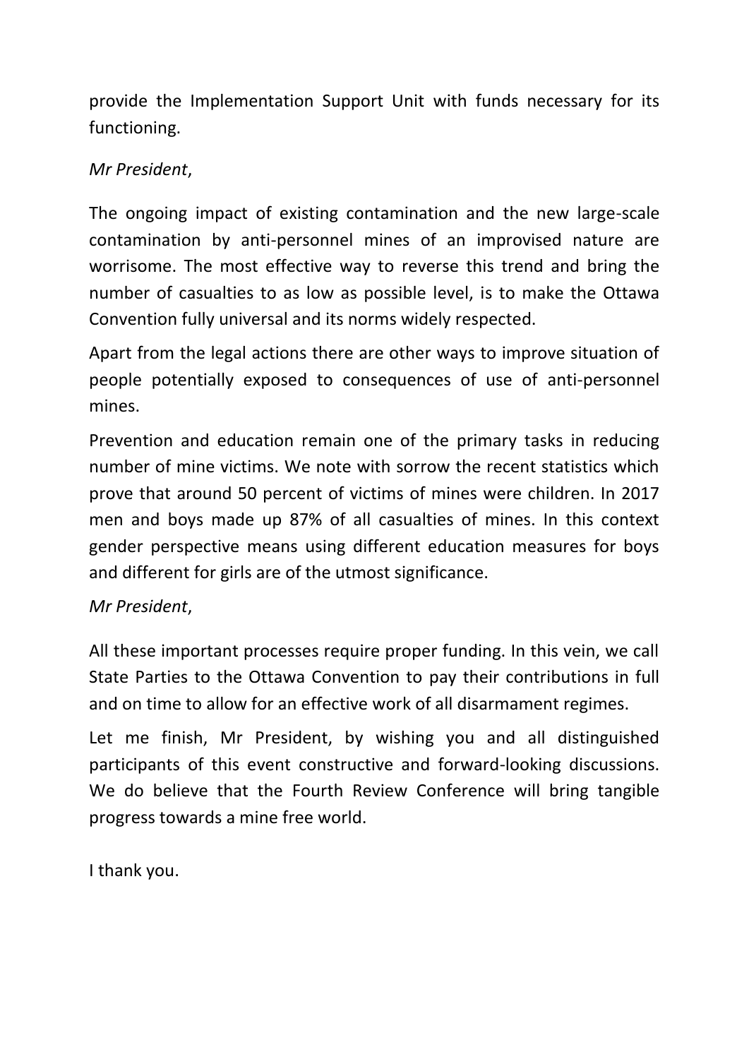provide the Implementation Support Unit with funds necessary for its functioning.

*Mr President*,

The ongoing impact of existing contamination and the new large-scale contamination by anti-personnel mines of an improvised nature are worrisome. The most effective way to reverse this trend and bring the number of casualties to as low as possible level, is to make the Ottawa Convention fully universal and its norms widely respected.

Apart from the legal actions there are other ways to improve situation of people potentially exposed to consequences of use of anti-personnel mines.

Prevention and education remain one of the primary tasks in reducing number of mine victims. We note with sorrow the recent statistics which prove that around 50 percent of victims of mines were children. In 2017 men and boys made up 87% of all casualties of mines. In this context gender perspective means using different education measures for boys and different for girls are of the utmost significance.

*Mr President*,

All these important processes require proper funding. In this vein, we call State Parties to the Ottawa Convention to pay their contributions in full and on time to allow for an effective work of all disarmament regimes.

Let me finish, Mr President, by wishing you and all distinguished participants of this event constructive and forward-looking discussions. We do believe that the Fourth Review Conference will bring tangible progress towards a mine free world.

I thank you.